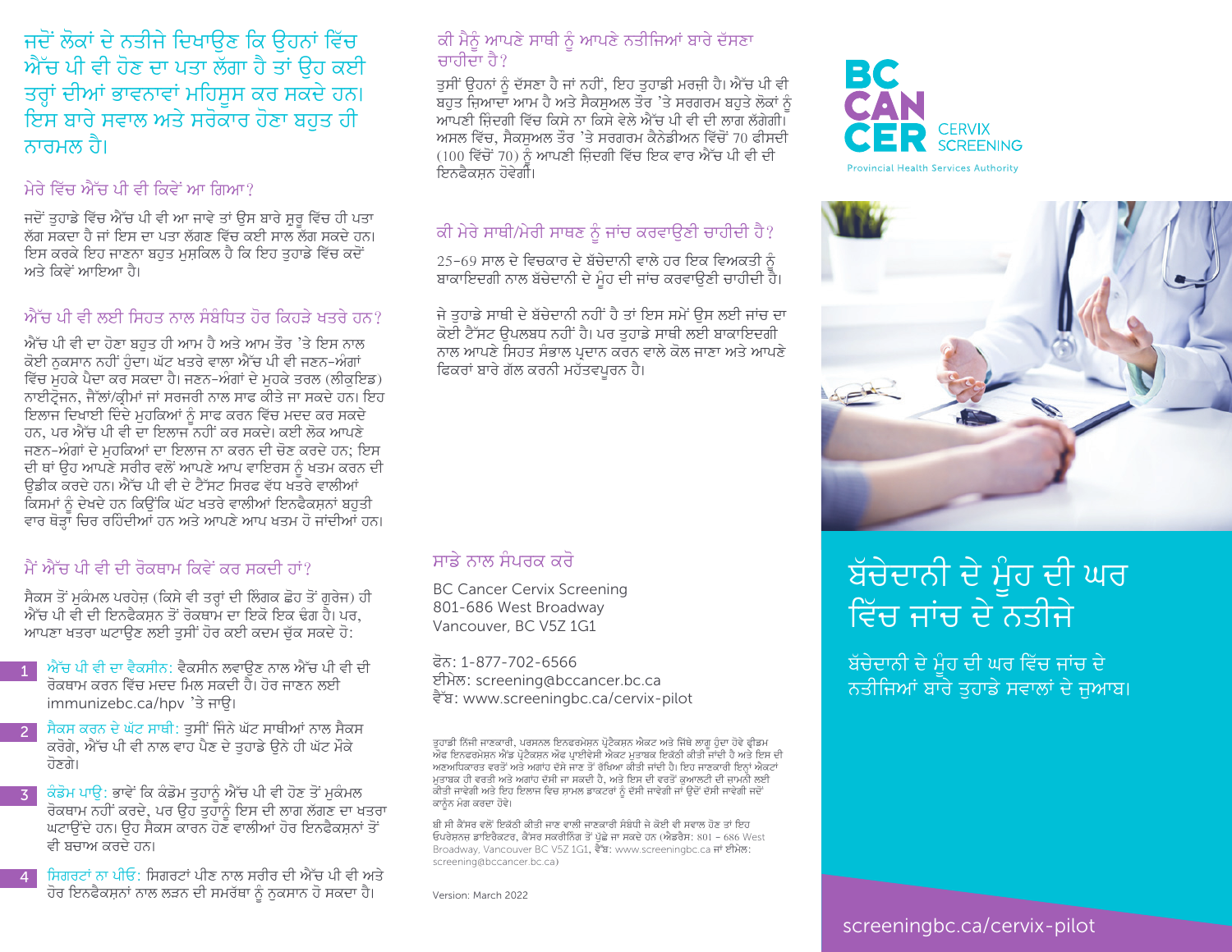## ਜਦੋਂ ਲੋਕਾਂ ਦੇ ਨਤੀਜੇ ਦਿਖਾਉਣ ਕਿ ਉਹਨਾਂ ਵਿੱਚ ਐੱਚ ਪੀ ਵੀ ਹੋਣ ਦਾ ਪਤਾ ਲੱਗਾ ਹੈ ਤਾਂ ਉਹ ਕਈ ਤਰ੍ਹਾਂ ਦੀਆਂ ਭਾਵਨਾਵਾਂ ਮਹਿਸੂਸ ਕਰ ਸਕਦੇ ਹਨ। ਇਸ ਬਾਰੇ ਸਵਾਲ ਅਤੇ ਸਰੋਕਾਰ ਹੋਣਾ ਬਹੁਤ ਹੀ ਨਾਰਮਲ ਹੈ।

### ਮੇਰੇ ਵਿੱਚ ਐੱਚ ਪੀ ਵੀ ਕਿਵੇਂ ਆ ਗਿਆ?

ਜਦੋਂ ਤੁਹਾਡੇ ਵਿੱਚ ਐੱਚ ਪੀ ਵੀ ਆ ਜਾਵੇ ਤਾਂ ਉਸ ਬਾਰੇ ਸ਼ੁਰੂ ਵਿੱਚ ਹੀ ਪਤਾ ਲੱਗ ਸਕਦਾ ਹੈ ਜਾਂ ਇਸ ਦਾ ਪਤਾ ਲੱਗਣ ਵਿੱਚ ਕਈ ਸਾਲ ਲੱਗ ਸਕਦੇ ਹਨ। ਇਸ ਕਰਕੇ ਇਹ ਜਾਣਨਾ ਬਹੁਤ ਮੁਸ਼ਕਿਲ ਹੈ ਕਿ ਇਹ ਤੁਹਾਡੇ ਵਿੱਚ ਕਦੋਂ ਅਤੇ ਕਿਵੇਂ ਆਇਆ ਹੈ।

### ਐੱਚ ਪੀ ਵੀ ਲਈ ਸਿਹਤ ਨਾਲ ਸੰਬੰਧਿਤ ਹੋਰ ਕਿਹੜੇ ਖਤਰੇ ਹਨ?

ਐੱਚ ਪੀ ਵੀ ਦਾ ਹੋਣਾ ਬਹੁਤ ਹੀ ਆਮ ਹੈ ਅਤੇ ਆਮ ਤੌਰ 'ਤੇ ਇਸ ਨਾਲ ਕੋਈ ਨੁਕਸਾਨ ਨਹੀਂ ਹੁੰਦਾ। ਘੱਟ ਖਤਰੇ ਵਾਲਾ ਐੱਚ ਪੀ ਵੀ ਜਣਨ-ਅੰਗਾਂ ਵਿੱਚ ਮੁਹਕੇ ਪੈਦਾ ਕਰ ਸਕਦਾ ਹੈ। ਜਣਨ-ਅੰਗਾਂ ਦੇ ਮੁਹਕੇ ਤਰਲ (ਲੀਕੁਇਡ) ਨਾਈਟ੍ਰੋਜਨ, ਜੈੱਲਾਂ/ਕ੍ਰੀਮਾਂ ਜਾਂ ਸਰਜਰੀ ਨਾਲ ਸਾਫ ਕੀਤੇ ਜਾ ਸਕਦੇ ਹਨ। ਇਹ ਇਲਾਜ ਦਿਖਾਈ ਦਿੰਦੇ ਮੁਹਕਿਆਂ ਨੂੰ ਸਾਫ ਕਰਨ ਵਿੱਚ ਮਦਦ ਕਰ ਸਕਦੇ ਹਨ, ਪਰ ਐੱਚ ਪੀ ਵੀ ਦਾ ਇਲਾਜ ਨਹੀਂ ਕਰ ਸਕਦੇ। ਕਈ ਲੋਕ ਆਪਣੇ ਜਣਨ-ਅੰਗਾਂ ਦੇ ਮੁਹਕਿਆਂ ਦਾ ਇਲਾਜ ਨਾ ਕਰਨ ਦੀ ਚੋਣ ਕਰਦੇ ਹਨ; ਇਸ ਦੀ ਥਾਂ ਉਹ ਆਪਣੇ ਸਰੀਰ ਵਲੋਂ ਆਪਣੇ ਆਪ ਵਾਇਰਸ ਨੂੰ ਖਤਮ ਕਰਨ ਦੀ ਉਡੀਕ ਕਰਦੇ ਹਨ। ਐੱਚ ਪੀ ਵੀ ਦੇ ਟੈੱਸਟ ਸਿਰਫ ਵੱਧ ਖਤਰੇ ਵਾਲੀਆਂ ਕਿਸਮਾਂ ਨੂੰ ਦੇਖਦੇ ਹਨ ਕਿਉਂਕਿ ਘੱਟ ਖਤਰੇ ਵਾਲੀਆਂ ਇਨਫੈਕਸ਼ਨਾਂ ਬਹੁਤੀ ਵਾਰ ਥੋੜ੍ਹਾ ਚਿਰ ਰਹਿੰਦੀਆਂ ਹਨ ਅਤੇ ਆਪਣੇ ਆਪ ਖਤਮ ਹੋ ਜਾਂਦੀਆਂ ਹਨ।

### ਮੈਂ ਐੱਚ ਪੀ ਵੀ ਦੀ ਰੋਕਥਾਮ ਕਿਵੇਂ ਕਰ ਸਕਦੀ ਹਾਂ?

ਸੈਕਸ ਤੋਂ ਮੁਕੰਮਲ ਪਰਹੇਜ਼ (ਕਿਸੇ ਵੀ ਤਰ੍ਹਾਂ ਦੀ ਲਿੰਗਕ ਛੋਹ ਤੋਂ ਗੁਰੇਜ) ਹੀ ਐੱਚ ਪੀ ਵੀ ਦੀ ਇਨਫੈਕਸ਼ਨ ਤੋਂ ਰੋਕਥਾਮ ਦਾ ਇੱਕੋ ਇੱਕ ਢੰਗ ਹੈ। ਪਰ, ਆਪਣਾ ਖਤਰਾ ਘਟਾਉਣ ਲਈ ਤੁਸੀਂ ਹੋਰ ਕਈ ਕਦਮ ਚੁੱਕ ਸਕਦੇ ਹੋ:

1. ਐੱਚ ਪੀ ਵੀ ਦਾ ਵੈਕਸੀਨ: ਵੈਕਸੀਨ ਲਵਾਉਣ ਨਾਲ ਐੱਚ ਪੀ ਵੀ ਦੀ ਰੋਕਥਾਮ ਕਰਨ ਵਿੱਚ ਮਦਦ ਮਿਲ ਸਕਦੀ ਹੈ। ਹੋਰ ਜਾਣਨ ਲਈ immunizebc.ca/hpv 'ਤੇ ਜਾਉ।
2. ਸੈਕਸ ਕਰਨ ਦੇ ਘੱਟ ਸਾਥੀ: ਤੁਸੀਂ ਜਿੰਨੇ ਘੱਟ ਸਾਥੀਆਂ ਨਾਲ ਸੈਕਸ ਕਰੋਗੇ, ਐੱਚ ਪੀ ਵੀ ਨਾਲ ਵਾਹ ਪੈਣ ਦੇ ਤੁਹਾਡੇ ਉਨੇ ਹੀ ਘੱਟ ਮੌਕੇ ਹੋਣਗੇ।
3. ਕੰਡੋਮ ਪਾਉ: ਭਾਵੇਂ ਕਿ ਕੰਡੋਮ ਤੁਹਾਨੂੰ ਐੱਚ ਪੀ ਵੀ ਹੋਣ ਤੋਂ ਮੁਕੰਮਲ ਰੋਕਥਾਮ ਨਹੀਂ ਕਰਦੇ, ਪਰ ਉਹ ਤੁਹਾਨੂੰ ਇਸ ਦੀ ਲਾਗ ਲੱਗਣ ਦਾ ਖਤਰਾ ਘਟਾਉਂਦੇ ਹਨ। ਉਹ ਸੈਕਸ ਕਾਰਨ ਹੋਣ ਵਾਲੀਆਂ ਹੋਰ ਇਨਫੈਕਸ਼ਨਾਂ ਤੋਂ ਵੀ ਬਚਾਅ ਕਰਦੇ ਹਨ।
4. ਸਿਗਰਟਾਂ ਨਾ ਪੀਓ: ਸਿਗਰਟਾਂ ਪੀਣ ਨਾਲ ਸਰੀਰ ਦੀ ਐੱਚ ਪੀ ਵੀ ਅਤੇ ਹੋਰ ਇਨਫੈਕਸ਼ਨਾਂ ਨਾਲ ਲੜਨ ਦੀ ਸਮਰੱਥਾ ਨੂੰ ਨੁਕਸਾਨ ਹੋ ਸਕਦਾ ਹੈ।

### ਕੀ ਮੈਨੂੰ ਆਪਣੇ ਸਾਥੀ ਨੂੰ ਆਪਣੇ ਨਤੀਜਿਆਂ ਬਾਰੇ ਦੱਸਣਾ ਚਾਹੀਦਾ ਹੈ?

ਤੁਸੀਂ ਉਹਨਾਂ ਨੂੰ ਦੱਸਣਾ ਹੈ ਜਾਂ ਨਹੀਂ, ਇਹ ਤੁਹਾਡੀ ਮਰਜ਼ੀ ਹੈ। ਐੱਚ ਪੀ ਵੀ ਬਹੁਤ ਜ਼ਿਆਦਾ ਆਮ ਹੈ ਅਤੇ ਸੈਕਸੁਅਲ ਤੌਰ 'ਤੇ ਸਰਗਰਮ ਬਹੁਤੇ ਲੋਕਾਂ ਨੂੰ ਆਪਣੀ ਜ਼ਿੰਦਗੀ ਵਿੱਚ ਕਿਸੇ ਨਾ ਕਿਸੇ ਵੇਲੇ ਐੱਚ ਪੀ ਵੀ ਦੀ ਲਾਗ ਲੱਗੇਗੀ। ਅਸਲ ਵਿੱਚ, ਸੈਕਸੁਅਲ ਤੌਰ 'ਤੇ ਸਰਗਰਮ ਕੈਨੇਡੀਅਨ ਵਿੱਚੋਂ 70 ਫੀਸਦੀ (100 ਵਿੱਚੋਂ 70) ਨੂੰ ਆਪਣੀ ਜ਼ਿੰਦਗੀ ਵਿੱਚ ਇਕ ਵਾਰ ਐੱਚ ਪੀ ਵੀ ਦੀ ਇਨਫੈਕਸ਼ਨ ਹੋਵੇਗੀ।

### ਕੀ ਮੇਰੇ ਸਾਥੀ/ਮੇਰੀ ਸਾਥਣ ਨੂੰ ਜਾਂਚ ਕਰਵਾਉਣੀ ਚਾਹੀਦੀ ਹੈ?

25-69 ਸਾਲ ਦੇ ਵਿਚਕਾਰ ਦੇ ਬੱਚੇਦਾਨੀ ਵਾਲੇ ਹਰ ਇਕ ਵਿਅਕਤੀ ਨੂੰ ਬਾਕਾਇਦਗੀ ਨਾਲ ਬੱਚੇਦਾਨੀ ਦੇ ਮੂੰਹ ਦੀ ਜਾਂਚ ਕਰਵਾਉਣੀ ਚਾਹੀਦੀ ਹੈ।

ਜੇ ਤੁਹਾਡੇ ਸਾਥੀ ਦੇ ਬੱਚੇਦਾਨੀ ਨਹੀਂ ਹੈ ਤਾਂ ਇਸ ਸਮੇਂ ਉਸ ਲਈ ਜਾਂਚ ਦਾ ਕੋਈ ਟੈੱਸਟ ਉਪਲਬਧ ਨਹੀਂ ਹੈ। ਪਰ ਤੁਹਾਡੇ ਸਾਥੀ ਲਈ ਬਾਕਾਇਦਗੀ ਨਾਲ ਆਪਣੇ ਸਿਹਤ ਸੰਭਾਲ ਪ੍ਰਦਾਨ ਕਰਨ ਵਾਲੇ ਕੋਲ ਜਾਣਾ ਅਤੇ ਆਪਣੇ ਫਿਕਰਾਂ ਬਾਰੇ ਗੱਲ ਕਰਨੀ ਮਹੱਤਵਪੂਰਨ ਹੈ।

### ਸਾਡੇ ਨਾਲ ਸੰਪਰਕ ਕਰੋ

BC Cancer Cervix Screening
801-686 West Broadway
Vancouver, BC V5Z 1G1

ਫੋਨ: 1-877-702-6566
ਈਮੇਲ: screening@bccancer.bc.ca
ਵੈੱਬ: www.screeningbc.ca/cervix-pilot

ਤੁਹਾਡੀ ਨਿੱਜੀ ਜਾਣਕਾਰੀ, ਪਰਸਨਲ ਇਨਫਰਮੇਸ਼ਨ ਪ੍ਰੋਟੈਕਸ਼ਨ ਐਕਟ ਅਤੇ ਜਿੱਥੇ ਲਾਗੂ ਹੁੰਦਾ ਹੋਵੇ ਫ੍ਰੀਡਮ ਔਫ ਇਨਫਰਮੇਸ਼ਨ ਐਂਡ ਪ੍ਰੋਟੈਕਸ਼ਨ ਔਫ ਪ੍ਰਾਈਵੇਸੀ ਐਕਟ ਮੁਤਾਬਕ ਇਕੱਠੀ ਕੀਤੀ ਜਾਂਦੀ ਹੈ ਅਤੇ ਇਸ ਦੀ ਅਣਅਧਿਕਾਰਤ ਵਰਤੋਂ ਅਤੇ ਅਗਾਂਹ ਦੱਸੇ ਜਾਣ ਤੋਂ ਰੱਖਿਆ ਕੀਤੀ ਜਾਂਦੀ ਹੈ। ਇਹ ਜਾਣਕਾਰੀ ਇਨ੍ਹਾਂ ਐਕਟਾਂ ਮੁਤਾਬਕ ਹੀ ਵਰਤੀ ਅਤੇ ਅਗਾਂਹ ਦੱਸੀ ਜਾ ਸਕਦੀ ਹੈ, ਅਤੇ ਇਸ ਦੀ ਵਰਤੋਂ ਕੁਆਲਟੀ ਦੀ ਜ਼ਾਮਨੀ ਲਈ ਕੀਤੀ ਜਾਵੇਗੀ ਅਤੇ ਇਹ ਇਲਾਜ ਵਿਚ ਸ਼ਾਮਲ ਡਾਕਟਰਾਂ ਨੂੰ ਦੱਸੀ ਜਾਵੇਗੀ ਜਾਂ ਉਦੋਂ ਦੱਸੀ ਜਾਵੇਗੀ ਜਦੋਂ ਕਾਨੂੰਨ ਮੰਗ ਕਰਦਾ ਹੋਵੇ।

ਬੀ ਸੀ ਕੈਂਸਰ ਵਲੋਂ ਇਕੱਠੀ ਕੀਤੀ ਜਾਣ ਵਾਲੀ ਜਾਣਕਾਰੀ ਸੰਬੰਧੀ ਜੇ ਕੋਈ ਵੀ ਸਵਾਲ ਹੋਣ ਤਾਂ ਇਹ ਓਪਰੇਸ਼ਨਜ਼ ਡਾਇਰੈਕਟਰ, ਕੈਂਸਰ ਸਕਰੀਨਿੰਗ ਤੋਂ ਪੁੱਛੇ ਜਾ ਸਕਦੇ ਹਨ (ਐਡਰੈਸ: 801 – 686 West Broadway, Vancouver BC V5Z 1G1, ਵੈੱਬ: www.screeningbc.ca ਜਾਂ ਈਮੇਲ: screening@bccancer.bc.ca)

Version: March 2022

BC CANCER
CERVIX SCREENING
Provincial Health Services Authority

# ਬੱਚੇਦਾਨੀ ਦੇ ਮੂੰਹ ਦੀ ਘਰ ਵਿੱਚ ਜਾਂਚ ਦੇ ਨਤੀਜੇ

ਬੱਚੇਦਾਨੀ ਦੇ ਮੂੰਹ ਦੀ ਘਰ ਵਿੱਚ ਜਾਂਚ ਦੇ ਨਤੀਜਿਆਂ ਬਾਰੇ ਤੁਹਾਡੇ ਸਵਾਲਾਂ ਦੇ ਜੁਆਬ।

screeningbc.ca/cervix-pilot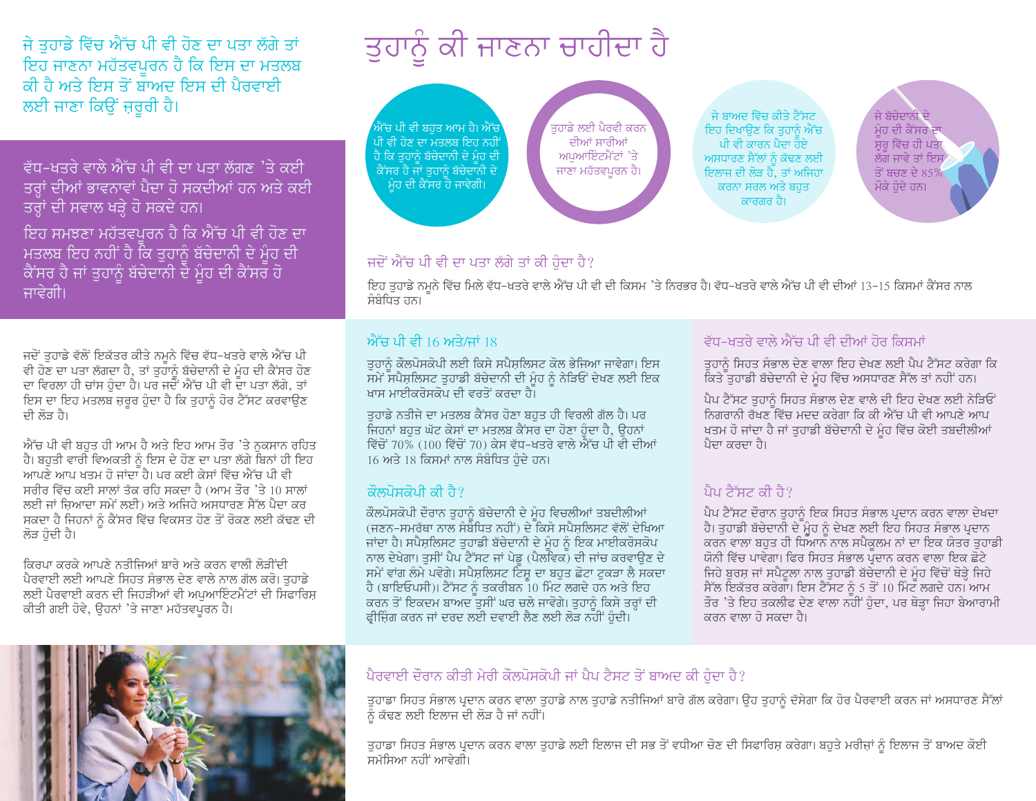ਜੇ ਤੁਹਾਡੇ ਵਿੱਚ ਐੱਚ ਪੀ ਵੀ ਹੋਣ ਦਾ ਪਤਾ ਲੱਗੇ ਤਾਂ ਇਹ ਜਾਣਨਾ ਮਹੱਤਵਪੂਰਨ ਹੈ ਕਿ ਇਸ ਦਾ ਮਤਲਬ ਕੀ ਹੈ ਅਤੇ ਇਸ ਤੋਂ ਬਾਅਦ ਇਸ ਦੀ ਪੈਰਵਾਈ ਲਈ ਜਾਣਾ ਕਿਉਂ ਜ਼ਰੂਰੀ ਹੈ।

ਵੱਧ-ਖਤਰੇ ਵਾਲੇ ਐੱਚ ਪੀ ਵੀ ਦਾ ਪਤਾ ਲੱਗਣ 'ਤੇ ਕਈ ਤਰ੍ਹਾਂ ਦੀਆਂ ਭਾਵਨਾਵਾਂ ਪੈਦਾ ਹੋ ਸਕਦੀਆਂ ਹਨ ਅਤੇ ਕਈ ਤਰ੍ਹਾਂ ਦੀ ਸਵਾਲ ਖੜ੍ਹੇ ਹੋ ਸਕਦੇ ਹਨ।

ਇਹ ਸਮਝਣਾ ਮਹੱਤਵਪੂਰਨ ਹੈ ਕਿ ਐੱਚ ਪੀ ਵੀ ਹੋਣ ਦਾ ਮਤਲਬ ਇਹ ਨਹੀਂ ਹੈ ਕਿ ਤੁਹਾਨੂੰ ਬੱਚੇਦਾਨੀ ਦੇ ਮੂੰਹ ਦੀ ਕੈਂਸਰ ਹੈ ਜਾਂ ਤੁਹਾਨੂੰ ਬੱਚੇਦਾਨੀ ਦੇ ਮੂੰਹ ਦੀ ਕੈਂਸਰ ਹੋ ਜਾਵੇਗੀ।

ਜਦੋਂ ਤੁਹਾਡੇ ਵੱਲੋਂ ਇਕੱਤਰ ਕੀਤੇ ਨਮੂਨੇ ਵਿੱਚ ਵੱਧ-ਖਤਰੇ ਵਾਲੇ ਐੱਚ ਪੀ ਵੀ ਹੋਣ ਦਾ ਪਤਾ ਲੱਗਦਾ ਹੈ, ਤਾਂ ਤੁਹਾਨੂੰ ਬੱਚੇਦਾਨੀ ਦੇ ਮੂੰਹ ਦੀ ਕੈਂਸਰ ਹੋਣ ਦਾ ਵਿਰਲਾ ਹੀ ਚਾਂਸ ਹੁੰਦਾ ਹੈ। ਪਰ ਜਦੋਂ ਐੱਚ ਪੀ ਵੀ ਦਾ ਪਤਾ ਲੱਗੇ, ਤਾਂ ਇਸ ਦਾ ਇਹ ਮਤਲਬ ਜ਼ਰੂਰ ਹੁੰਦਾ ਹੈ ਕਿ ਤੁਹਾਨੂੰ ਹੋਰ ਟੈੱਸਟ ਕਰਵਾਉਣ ਦੀ ਲੋੜ ਹੈ।

ਐੱਚ ਪੀ ਵੀ ਬਹੁਤ ਹੀ ਆਮ ਹੈ ਅਤੇ ਇਹ ਆਮ ਤੌਰ 'ਤੇ ਨੁਕਸਾਨ ਰਹਿਤ ਹੈ। ਬਹੁਤੀ ਵਾਰੀ ਵਿਅਕਤੀ ਨੂੰ ਇਸ ਦੇ ਹੋਣ ਦਾ ਪਤਾ ਲੱਗੇ ਬਿਨਾਂ ਹੀ ਇਹ ਆਪਣੇ ਆਪ ਖਤਮ ਹੋ ਜਾਂਦਾ ਹੈ। ਪਰ ਕਈ ਕੇਸਾਂ ਵਿੱਚ ਐੱਚ ਪੀ ਵੀ ਸਰੀਰ ਵਿੱਚ ਕਈ ਸਾਲਾਂ ਤੱਕ ਰਹਿ ਸਕਦਾ ਹੈ (ਆਮ ਤੌਰ 'ਤੇ 10 ਸਾਲਾਂ ਲਈ ਜਾਂ ਜ਼ਿਆਦਾ ਸਮੇਂ ਲਈ) ਅਤੇ ਅਜਿਹੇ ਅਸਧਾਰਣ ਸੈੱਲ ਪੈਦਾ ਕਰ ਸਕਦਾ ਹੈ ਜਿਹਨਾਂ ਨੂੰ ਕੈਂਸਰ ਵਿੱਚ ਵਿਕਸਤ ਹੋਣ ਤੋਂ ਰੋਕਣ ਲਈ ਕੱਢਣ ਦੀ ਲੋੜ ਹੁੰਦੀ ਹੈ।

ਕਿਰਪਾ ਕਰਕੇ ਆਪਣੇ ਨਤੀਜਿਆਂ ਬਾਰੇ ਅਤੇ ਕਰਨ ਵਾਲੀ ਲੋੜੀਂਦੀ ਪੈਰਵਾਈ ਲਈ ਆਪਣੇ ਸਿਹਤ ਸੰਭਾਲ ਦੇਣ ਵਾਲੇ ਨਾਲ ਗੱਲ ਕਰੋ। ਤੁਹਾਡੇ ਲਈ ਪੈਰਵਾਈ ਕਰਨ ਦੀ ਜਿਹੜੀਆਂ ਵੀ ਅਪੁਆਇੰਟਮੈਂਟਾਂ ਦੀ ਸਿਫਾਰਿਸ਼ ਕੀਤੀ ਗਈ ਹੋਵੇ, ਉਹਨਾਂ 'ਤੇ ਜਾਣਾ ਮਹੱਤਵਪੂਰਨ ਹੈ।

# ਤੁਹਾਨੂੰ ਕੀ ਜਾਣਨਾ ਚਾਹੀਦਾ ਹੈ

ਐੱਚ ਪੀ ਵੀ ਬਹੁਤ ਆਮ ਹੈ। ਐੱਚ ਪੀ ਵੀ ਹੋਣ ਦਾ ਮਤਲਬ ਇਹ ਨਹੀਂ ਹੈ ਕਿ ਤੁਹਾਨੂੰ ਬੱਚੇਦਾਨੀ ਦੇ ਮੂੰਹ ਦੀ ਕੈਂਸਰ ਹੈ ਜਾਂ ਤੁਹਾਨੂੰ ਬੱਚੇਦਾਨੀ ਦੇ ਮੂੰਹ ਦੀ ਕੈਂਸਰ ਹੋ ਜਾਵੇਗੀ।

ਤੁਹਾਡੇ ਲਈ ਪੈਰਵੀ ਕਰਨ ਦੀਆਂ ਸਾਰੀਆਂ ਅਪੁਆਇੰਟਮੈਂਟਾਂ 'ਤੇ ਜਾਣਾ ਮਹੱਤਵਪੂਰਨ ਹੈ।

ਜੇ ਬਾਅਦ ਵਿੱਚ ਕੀਤੇ ਟੈੱਸਟ ਇਹ ਦਿਖਾਉਣ ਕਿ ਤੁਹਾਨੂੰ ਐੱਚ ਪੀ ਵੀ ਕਾਰਨ ਪੈਦਾ ਹੋਏ ਅਸਧਾਰਣ ਸੈੱਲਾਂ ਨੂੰ ਕੱਢਣ ਲਈ ਇਲਾਜ ਦੀ ਲੋੜ ਹੈ, ਤਾਂ ਅਜਿਹਾ ਕਰਨਾ ਸਰਲ ਅਤੇ ਬਹੁਤ ਕਾਰਗਰ ਹੈ।

ਜੇ ਬੱਚੇਦਾਨੀ ਦੇ ਮੂੰਹ ਦੀ ਕੈਂਸਰ ਦਾ ਸ਼ੁਰੂ ਵਿੱਚ ਹੀ ਪਤਾ ਲੱਗ ਜਾਵੇ ਤਾਂ ਇਸ ਤੋਂ ਬਚਣ ਦੇ 85% ਮੌਕੇ ਹੁੰਦੇ ਹਨ।

## ਜਦੋਂ ਐੱਚ ਪੀ ਵੀ ਦਾ ਪਤਾ ਲੱਗੇ ਤਾਂ ਕੀ ਹੁੰਦਾ ਹੈ?

ਇਹ ਤੁਹਾਡੇ ਨਮੂਨੇ ਵਿੱਚ ਮਿਲੇ ਵੱਧ-ਖਤਰੇ ਵਾਲੇ ਐੱਚ ਪੀ ਵੀ ਦੀ ਕਿਸਮ 'ਤੇ ਨਿਰਭਰ ਹੈ। ਵੱਧ-ਖਤਰੇ ਵਾਲੇ ਐੱਚ ਪੀ ਵੀ ਦੀਆਂ 13-15 ਕਿਸਮਾਂ ਕੈਂਸਰ ਨਾਲ ਸੰਬੰਧਿਤ ਹਨ।

### ਐੱਚ ਪੀ ਵੀ 16 ਅਤੇ/ਜਾਂ 18

ਤੁਹਾਨੂੰ ਕੌਲਪੋਸਕੋਪੀ ਲਈ ਕਿਸੇ ਸਪੈਸ਼ਲਿਸਟ ਕੋਲ ਭੇਜਿਆ ਜਾਵੇਗਾ। ਇਸ ਸਮੇਂ ਸਪੈਸ਼ਲਿਸਟ ਤੁਹਾਡੀ ਬੱਚੇਦਾਨੀ ਦੀ ਮੂੰਹ ਨੂੰ ਨੇੜਿਓਂ ਦੇਖਣ ਲਈ ਇਕ ਖਾਸ ਮਾਈਕਰੋਸਕੋਪ ਦੀ ਵਰਤੋਂ ਕਰਦਾ ਹੈ।

ਤੁਹਾਡੇ ਨਤੀਜੇ ਦਾ ਮਤਲਬ ਕੈਂਸਰ ਹੋਣਾ ਬਹੁਤ ਹੀ ਵਿਰਲੀ ਗੱਲ ਹੈ। ਪਰ ਜਿਹਨਾਂ ਬਹੁਤ ਘੱਟ ਕੇਸਾਂ ਦਾ ਮਤਲਬ ਕੈਂਸਰ ਦਾ ਹੋਣਾ ਹੁੰਦਾ ਹੈ, ਉਹਨਾਂ ਵਿੱਚੋਂ 70% (100 ਵਿੱਚੋਂ 70) ਕੇਸ ਵੱਧ-ਖਤਰੇ ਵਾਲੇ ਐੱਚ ਪੀ ਵੀ ਦੀਆਂ 16 ਅਤੇ 18 ਕਿਸਮਾਂ ਨਾਲ ਸੰਬੰਧਿਤ ਹੁੰਦੇ ਹਨ।

### ਕੌਲਪੋਸਕੋਪੀ ਕੀ ਹੈ?

ਕੌਲਪੋਸਕੋਪੀ ਦੌਰਾਨ ਤੁਹਾਨੂੰ ਬੱਚੇਦਾਨੀ ਦੇ ਮੂੰਹ ਵਿਚਲੀਆਂ ਤਬਦੀਲੀਆਂ (ਜਣਨ-ਸਮਰੱਥਾ ਨਾਲ ਸੰਬੰਧਿਤ ਨਹੀਂ) ਦੇ ਕਿਸੇ ਸਪੈਸ਼ਲਿਸਟ ਵੱਲੋਂ ਦੇਖਿਆ ਜਾਂਦਾ ਹੈ। ਸਪੈਸ਼ਲਿਸਟ ਤੁਹਾਡੀ ਬੱਚੇਦਾਨੀ ਦੇ ਮੂੰਹ ਨੂੰ ਇਕ ਮਾਈਕਰੋਸਕੋਪ ਨਾਲ ਦੇਖੇਗਾ। ਤੁਸੀਂ ਪੈਪ ਟੈੱਸਟ ਜਾਂ ਪੇਡੂ (ਪੈਲਵਿਕ) ਦੀ ਜਾਂਚ ਕਰਵਾਉਣ ਦੇ ਸਮੇਂ ਵਾਂਗ ਲੰਮੇ ਪਵੋਗੇ। ਸਪੈਸ਼ਲਿਸਟ ਟਿਸ਼ੂ ਦਾ ਬਹੁਤ ਛੋਟਾ ਟੁਕੜਾ ਲੈ ਸਕਦਾ ਹੈ (ਬਾਇਓਪਸੀ)। ਟੈੱਸਟ ਨੂੰ ਤਕਰੀਬਨ 10 ਮਿੰਟ ਲਗਦੇ ਹਨ ਅਤੇ ਇਹ ਕਰਨ ਤੋਂ ਇਕਦਮ ਬਾਅਦ ਤੁਸੀਂ ਘਰ ਚਲੇ ਜਾਵੋਗੇ। ਤੁਹਾਨੂੰ ਕਿਸੇ ਤਰ੍ਹਾਂ ਦੀ ਫ੍ਰੀਜ਼ਿੰਗ ਕਰਨ ਜਾਂ ਦਰਦ ਲਈ ਦਵਾਈ ਲੈਣ ਲਈ ਲੋੜ ਨਹੀਂ ਹੁੰਦੀ।

### ਵੱਧ-ਖਤਰੇ ਵਾਲੇ ਐੱਚ ਪੀ ਵੀ ਦੀਆਂ ਹੋਰ ਕਿਸਮਾਂ

ਤੁਹਾਨੂੰ ਸਿਹਤ ਸੰਭਾਲ ਦੇਣ ਵਾਲਾ ਇਹ ਦੇਖਣ ਲਈ ਪੈਪ ਟੈੱਸਟ ਕਰੇਗਾ ਕਿ ਕਿਤੇ ਤੁਹਾਡੀ ਬੱਚੇਦਾਨੀ ਦੇ ਮੂੰਹ ਵਿੱਚ ਅਸਧਾਰਣ ਸੈੱਲ ਤਾਂ ਨਹੀਂ ਹਨ।

ਪੈਪ ਟੈੱਸਟ ਤੁਹਾਨੂੰ ਸਿਹਤ ਸੰਭਾਲ ਦੇਣ ਵਾਲੇ ਦੀ ਇਹ ਦੇਖਣ ਲਈ ਨੇੜਿਓਂ ਨਿਗਰਾਨੀ ਰੱਖਣ ਵਿੱਚ ਮਦਦ ਕਰੇਗਾ ਕਿ ਕੀ ਐੱਚ ਪੀ ਵੀ ਆਪਣੇ ਆਪ ਖਤਮ ਹੋ ਜਾਂਦਾ ਹੈ ਜਾਂ ਤੁਹਾਡੀ ਬੱਚੇਦਾਨੀ ਦੇ ਮੂੰਹ ਵਿੱਚ ਕੋਈ ਤਬਦੀਲੀਆਂ ਪੈਦਾ ਕਰਦਾ ਹੈ।

### ਪੈਪ ਟੈੱਸਟ ਕੀ ਹੈ?

ਪੈਪ ਟੈੱਸਟ ਦੌਰਾਨ ਤੁਹਾਨੂੰ ਇਕ ਸਿਹਤ ਸੰਭਾਲ ਪ੍ਰਦਾਨ ਕਰਨ ਵਾਲਾ ਦੇਖਦਾ ਹੈ। ਤੁਹਾਡੀ ਬੱਚੇਦਾਨੀ ਦੇ ਮੂੰਹ ਨੂੰ ਦੇਖਣ ਲਈ ਇਹ ਸਿਹਤ ਸੰਭਾਲ ਪ੍ਰਦਾਨ ਕਰਨ ਵਾਲਾ ਬਹੁਤ ਹੀ ਧਿਆਨ ਨਾਲ ਸਪੈਕੂਲਮ ਨਾਂ ਦਾ ਇਕ ਯੰਤਰ ਤੁਹਾਡੀ ਯੋਨੀ ਵਿੱਚ ਪਾਵੇਗਾ। ਫਿਰ ਸਿਹਤ ਸੰਭਾਲ ਪ੍ਰਦਾਨ ਕਰਨ ਵਾਲਾ ਇਕ ਛੋਟੇ ਜਿਹੇ ਬੁਰਸ਼ ਜਾਂ ਸਪੈਟੂਲਾ ਨਾਲ ਤੁਹਾਡੀ ਬੱਚੇਦਾਨੀ ਦੇ ਮੂੰਹ ਵਿੱਚੋਂ ਥੋੜ੍ਹੇ ਜਿਹੇ ਸੈੱਲ ਇਕੱਤਰ ਕਰੇਗਾ। ਇਸ ਟੈੱਸਟ ਨੂੰ 5 ਤੋਂ 10 ਮਿੰਟ ਲਗਦੇ ਹਨ। ਆਮ ਤੌਰ 'ਤੇ ਇਹ ਤਕਲੀਫ ਦੇਣ ਵਾਲਾ ਨਹੀਂ ਹੁੰਦਾ, ਪਰ ਥੋੜ੍ਹਾ ਜਿਹਾ ਬੇਆਰਾਮੀ ਕਰਨ ਵਾਲਾ ਹੋ ਸਕਦਾ ਹੈ।

## ਪੈਰਵਾਈ ਦੌਰਾਨ ਕੀਤੀ ਮੇਰੀ ਕੌਲਪੋਸਕੋਪੀ ਜਾਂ ਪੈਪ ਟੈਸਟ ਤੋਂ ਬਾਅਦ ਕੀ ਹੁੰਦਾ ਹੈ?

ਤੁਹਾਡਾ ਸਿਹਤ ਸੰਭਾਲ ਪ੍ਰਦਾਨ ਕਰਨ ਵਾਲਾ ਤੁਹਾਡੇ ਨਾਲ ਤੁਹਾਡੇ ਨਤੀਜਿਆਂ ਬਾਰੇ ਗੱਲ ਕਰੇਗਾ। ਉਹ ਤੁਹਾਨੂੰ ਦੱਸੇਗਾ ਕਿ ਹੋਰ ਪੈਰਵਾਈ ਕਰਨ ਜਾਂ ਅਸਧਾਰਣ ਸੈੱਲਾਂ ਨੂੰ ਕੱਢਣ ਲਈ ਇਲਾਜ ਦੀ ਲੋੜ ਹੈ ਜਾਂ ਨਹੀਂ।

ਤੁਹਾਡਾ ਸਿਹਤ ਸੰਭਾਲ ਪ੍ਰਦਾਨ ਕਰਨ ਵਾਲਾ ਤੁਹਾਡੇ ਲਈ ਇਲਾਜ ਦੀ ਸਭ ਤੋਂ ਵਧੀਆ ਚੋਣ ਦੀ ਸਿਫਾਰਿਸ਼ ਕਰੇਗਾ। ਬਹੁਤੇ ਮਰੀਜ਼ਾਂ ਨੂੰ ਇਲਾਜ ਤੋਂ ਬਾਅਦ ਕੋਈ ਸਮੱਸਿਆ ਨਹੀਂ ਆਵੇਗੀ।